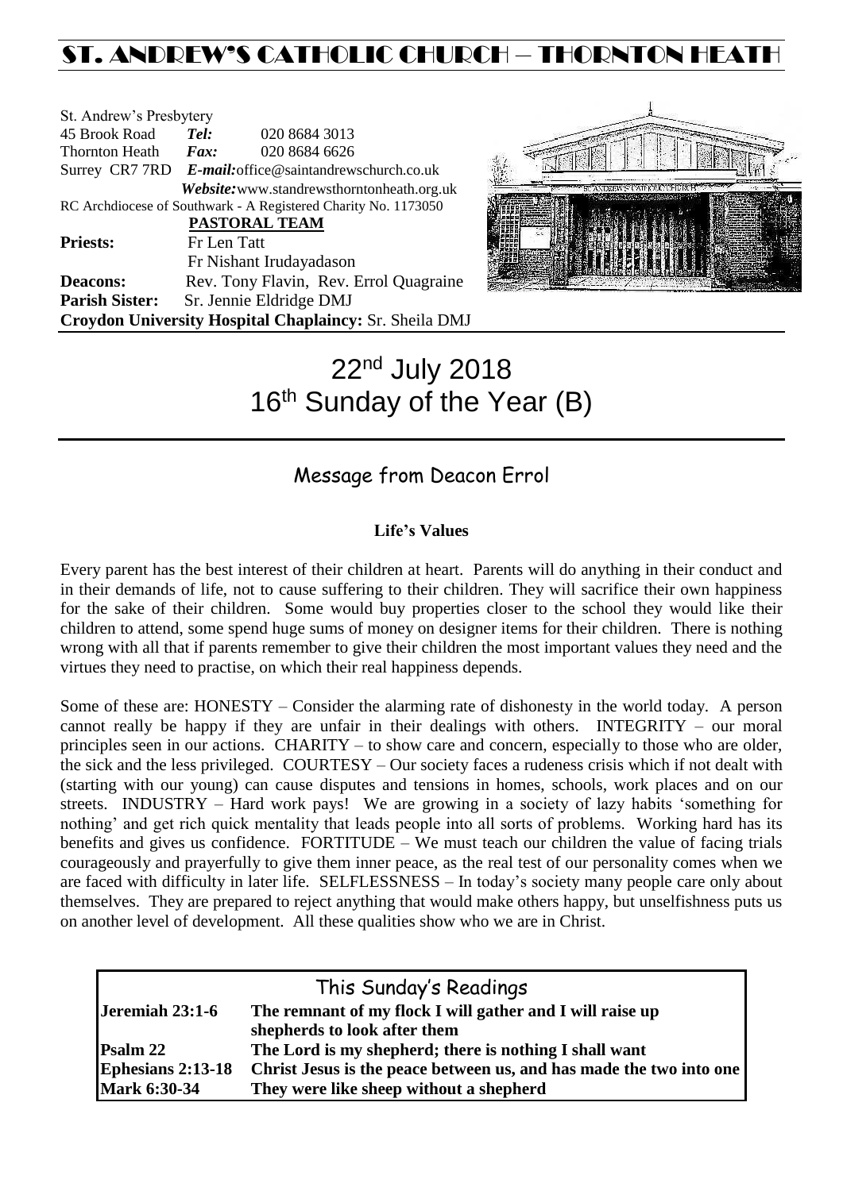# ST. ANDREW'S CATHOLIC CHURCH – THORNTON HEATH

St. Andrew's Presbytery
45 Brook Road *Tel:* 020 8684 3013
Thornton Heath *Fax:* 020 8684 6626
Surrey CR7 7RD *E-mail:* office@saintandrewschurch.co.uk
*Website:* www.standrewsthorntonheath.org.uk
RC Archdiocese of Southwark - A Registered Charity No. 1173050

**PASTORAL TEAM**

**Priests:** Fr Len Tatt
Fr Nishant Irudayadason
**Deacons:** Rev. Tony Flavin, Rev. Errol Quagraine
**Parish Sister:** Sr. Jennie Eldridge DMJ
**Croydon University Hospital Chaplaincy:** Sr. Sheila DMJ

# 22nd July 2018
# 16th Sunday of the Year (B)

## Message from Deacon Errol

**Life's Values**

Every parent has the best interest of their children at heart. Parents will do anything in their conduct and in their demands of life, not to cause suffering to their children. They will sacrifice their own happiness for the sake of their children. Some would buy properties closer to the school they would like their children to attend, some spend huge sums of money on designer items for their children. There is nothing wrong with all that if parents remember to give their children the most important values they need and the virtues they need to practise, on which their real happiness depends.

Some of these are: HONESTY – Consider the alarming rate of dishonesty in the world today. A person cannot really be happy if they are unfair in their dealings with others. INTEGRITY – our moral principles seen in our actions. CHARITY – to show care and concern, especially to those who are older, the sick and the less privileged. COURTESY – Our society faces a rudeness crisis which if not dealt with (starting with our young) can cause disputes and tensions in homes, schools, work places and on our streets. INDUSTRY – Hard work pays! We are growing in a society of lazy habits 'something for nothing' and get rich quick mentality that leads people into all sorts of problems. Working hard has its benefits and gives us confidence. FORTITUDE – We must teach our children the value of facing trials courageously and prayerfully to give them inner peace, as the real test of our personality comes when we are faced with difficulty in later life. SELFLESSNESS – In today's society many people care only about themselves. They are prepared to reject anything that would make others happy, but unselfishness puts us on another level of development. All these qualities show who we are in Christ.

## This Sunday's Readings

| | |
|---|---|
| **Jeremiah 23:1-6** | **The remnant of my flock I will gather and I will raise up shepherds to look after them** |
| **Psalm 22** | **The Lord is my shepherd; there is nothing I shall want** |
| **Ephesians 2:13-18** | **Christ Jesus is the peace between us, and has made the two into one** |
| **Mark 6:30-34** | **They were like sheep without a shepherd** |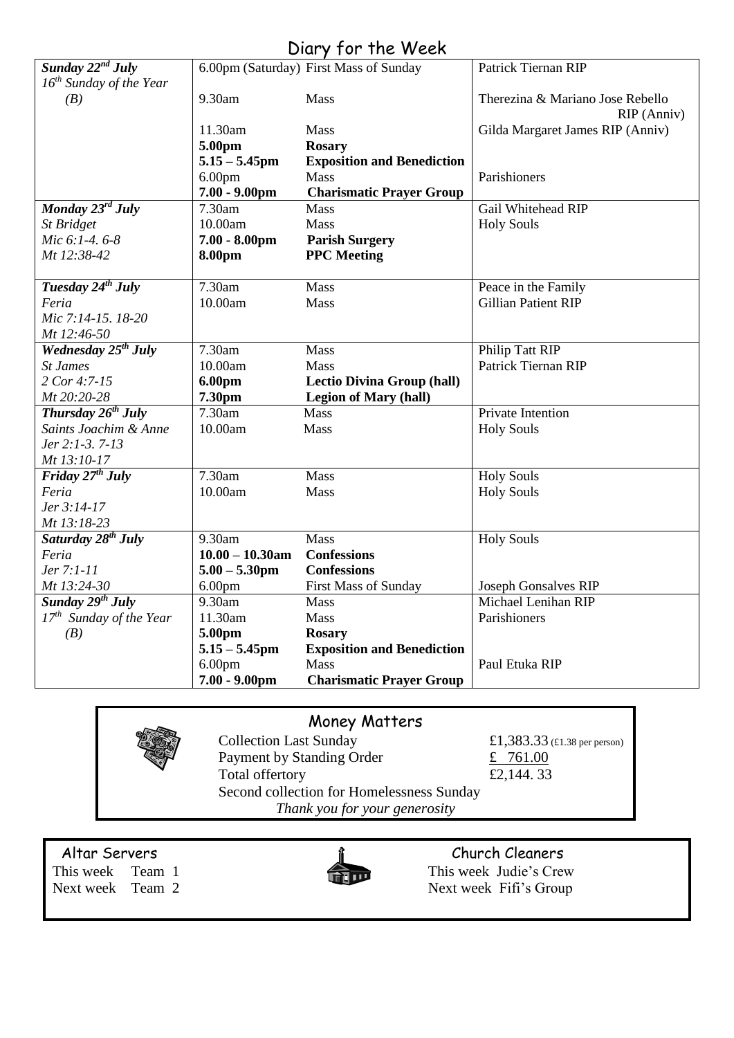## Diary for the Week

| Day | Time | Event | Intention |
|---|---|---|---|
| ***Sunday 22nd July*** *16th Sunday of the Year (B)* | 6.00pm (Saturday) | First Mass of Sunday | Patrick Tiernan RIP |
| | 9.30am | Mass | Therezina & Mariano Jose Rebello RIP (Anniv) |
| | 11.30am | Mass | Gilda Margaret James RIP (Anniv) |
| | **5.00pm** | **Rosary** | |
| | **5.15 – 5.45pm** | **Exposition and Benediction** | |
| | 6.00pm | Mass | Parishioners |
| | **7.00 - 9.00pm** | **Charismatic Prayer Group** | |
| ***Monday 23rd July*** *St Bridget* *Mic 6:1-4. 6-8* *Mt 12:38-42* | 7.30am | Mass | Gail Whitehead RIP |
| | 10.00am | Mass | Holy Souls |
| | **7.00 - 8.00pm** | **Parish Surgery** | |
| | **8.00pm** | **PPC Meeting** | |
| ***Tuesday 24th July*** *Feria* *Mic 7:14-15. 18-20* *Mt 12:46-50* | 7.30am | Mass | Peace in the Family |
| | 10.00am | Mass | Gillian Patient RIP |
| ***Wednesday 25th July*** *St James* *2 Cor 4:7-15* *Mt 20:20-28* | 7.30am | Mass | Philip Tatt RIP |
| | 10.00am | Mass | Patrick Tiernan RIP |
| | **6.00pm** | **Lectio Divina Group (hall)** | |
| | **7.30pm** | **Legion of Mary (hall)** | |
| ***Thursday 26th July*** *Saints Joachim & Anne* *Jer 2:1-3. 7-13* *Mt 13:10-17* | 7.30am | Mass | Private Intention |
| | 10.00am | Mass | Holy Souls |
| ***Friday 27th July*** *Feria* *Jer 3:14-17* *Mt 13:18-23* | 7.30am | Mass | Holy Souls |
| | 10.00am | Mass | Holy Souls |
| ***Saturday 28th July*** *Feria* *Jer 7:1-11* *Mt 13:24-30* | 9.30am | Mass | Holy Souls |
| | **10.00 – 10.30am** | **Confessions** | |
| | **5.00 – 5.30pm** | **Confessions** | |
| | 6.00pm | First Mass of Sunday | Joseph Gonsalves RIP |
| ***Sunday 29th July*** *17th Sunday of the Year (B)* | 9.30am | Mass | Michael Lenihan RIP |
| | 11.30am | Mass | Parishioners |
| | **5.00pm** | **Rosary** | |
| | **5.15 – 5.45pm** | **Exposition and Benediction** | |
| | 6.00pm | Mass | Paul Etuka RIP |
| | **7.00 - 9.00pm** | **Charismatic Prayer Group** | |

## Money Matters

| | |
|---|---|
| Collection Last Sunday | £1,383.33 (£1.38 per person) |
| Payment by Standing Order | £ 761.00 |
| Total offertory | £2,144. 33 |

Second collection for Homelessness Sunday

*Thank you for your generosity*

## Altar Servers

This week Team 1
Next week Team 2

## Church Cleaners

This week Judie's Crew
Next week Fifi's Group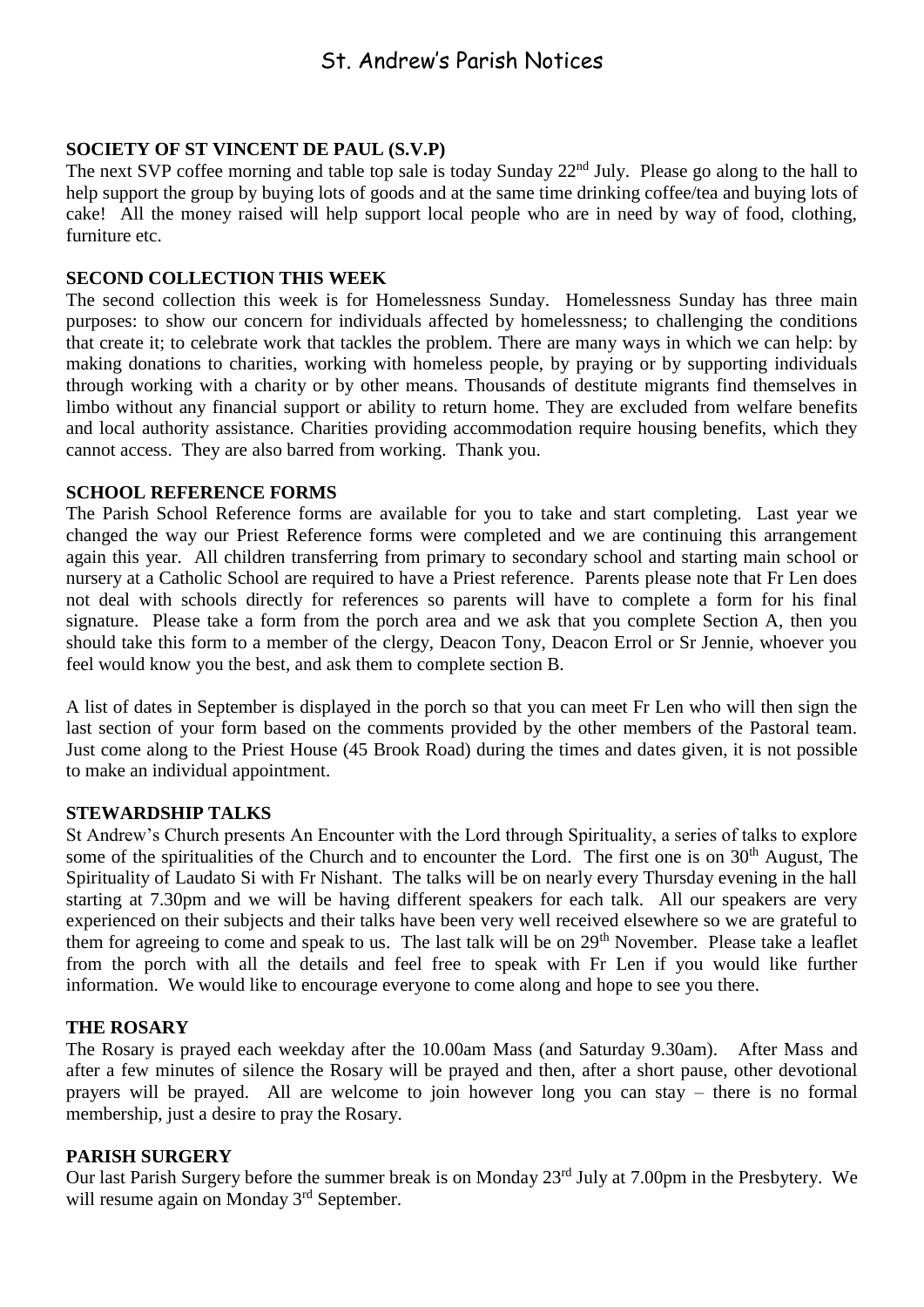# St. Andrew's Parish Notices

**SOCIETY OF ST VINCENT DE PAUL (S.V.P)**

The next SVP coffee morning and table top sale is today Sunday 22nd July. Please go along to the hall to help support the group by buying lots of goods and at the same time drinking coffee/tea and buying lots of cake! All the money raised will help support local people who are in need by way of food, clothing, furniture etc.

**SECOND COLLECTION THIS WEEK**

The second collection this week is for Homelessness Sunday. Homelessness Sunday has three main purposes: to show our concern for individuals affected by homelessness; to challenging the conditions that create it; to celebrate work that tackles the problem. There are many ways in which we can help: by making donations to charities, working with homeless people, by praying or by supporting individuals through working with a charity or by other means. Thousands of destitute migrants find themselves in limbo without any financial support or ability to return home. They are excluded from welfare benefits and local authority assistance. Charities providing accommodation require housing benefits, which they cannot access. They are also barred from working. Thank you.

**SCHOOL REFERENCE FORMS**

The Parish School Reference forms are available for you to take and start completing. Last year we changed the way our Priest Reference forms were completed and we are continuing this arrangement again this year. All children transferring from primary to secondary school and starting main school or nursery at a Catholic School are required to have a Priest reference. Parents please note that Fr Len does not deal with schools directly for references so parents will have to complete a form for his final signature. Please take a form from the porch area and we ask that you complete Section A, then you should take this form to a member of the clergy, Deacon Tony, Deacon Errol or Sr Jennie, whoever you feel would know you the best, and ask them to complete section B.

A list of dates in September is displayed in the porch so that you can meet Fr Len who will then sign the last section of your form based on the comments provided by the other members of the Pastoral team. Just come along to the Priest House (45 Brook Road) during the times and dates given, it is not possible to make an individual appointment.

**STEWARDSHIP TALKS**

St Andrew's Church presents An Encounter with the Lord through Spirituality, a series of talks to explore some of the spiritualities of the Church and to encounter the Lord. The first one is on 30th August, The Spirituality of Laudato Si with Fr Nishant. The talks will be on nearly every Thursday evening in the hall starting at 7.30pm and we will be having different speakers for each talk. All our speakers are very experienced on their subjects and their talks have been very well received elsewhere so we are grateful to them for agreeing to come and speak to us. The last talk will be on 29th November. Please take a leaflet from the porch with all the details and feel free to speak with Fr Len if you would like further information. We would like to encourage everyone to come along and hope to see you there.

**THE ROSARY**

The Rosary is prayed each weekday after the 10.00am Mass (and Saturday 9.30am). After Mass and after a few minutes of silence the Rosary will be prayed and then, after a short pause, other devotional prayers will be prayed. All are welcome to join however long you can stay – there is no formal membership, just a desire to pray the Rosary.

**PARISH SURGERY**

Our last Parish Surgery before the summer break is on Monday 23rd July at 7.00pm in the Presbytery. We will resume again on Monday 3rd September.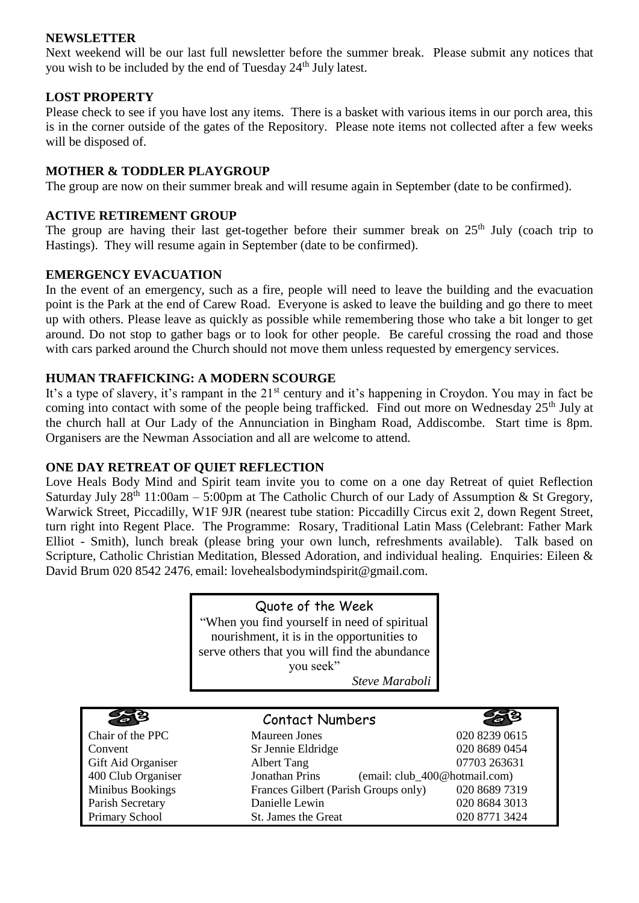## NEWSLETTER

Next weekend will be our last full newsletter before the summer break. Please submit any notices that you wish to be included by the end of Tuesday 24th July latest.

## LOST PROPERTY

Please check to see if you have lost any items. There is a basket with various items in our porch area, this is in the corner outside of the gates of the Repository. Please note items not collected after a few weeks will be disposed of.

## MOTHER & TODDLER PLAYGROUP

The group are now on their summer break and will resume again in September (date to be confirmed).

## ACTIVE RETIREMENT GROUP

The group are having their last get-together before their summer break on 25th July (coach trip to Hastings). They will resume again in September (date to be confirmed).

## EMERGENCY EVACUATION

In the event of an emergency, such as a fire, people will need to leave the building and the evacuation point is the Park at the end of Carew Road. Everyone is asked to leave the building and go there to meet up with others. Please leave as quickly as possible while remembering those who take a bit longer to get around. Do not stop to gather bags or to look for other people. Be careful crossing the road and those with cars parked around the Church should not move them unless requested by emergency services.

## HUMAN TRAFFICKING: A MODERN SCOURGE

It's a type of slavery, it's rampant in the 21st century and it's happening in Croydon. You may in fact be coming into contact with some of the people being trafficked. Find out more on Wednesday 25th July at the church hall at Our Lady of the Annunciation in Bingham Road, Addiscombe. Start time is 8pm. Organisers are the Newman Association and all are welcome to attend.

## ONE DAY RETREAT OF QUIET REFLECTION

Love Heals Body Mind and Spirit team invite you to come on a one day Retreat of quiet Reflection Saturday July 28th 11:00am – 5:00pm at The Catholic Church of our Lady of Assumption & St Gregory, Warwick Street, Piccadilly, W1F 9JR (nearest tube station: Piccadilly Circus exit 2, down Regent Street, turn right into Regent Place. The Programme: Rosary, Traditional Latin Mass (Celebrant: Father Mark Elliot - Smith), lunch break (please bring your own lunch, refreshments available). Talk based on Scripture, Catholic Christian Meditation, Blessed Adoration, and individual healing. Enquiries: Eileen & David Brum 020 8542 2476, email: lovehealsbodymindspirit@gmail.com.

### Quote of the Week

"When you find yourself in need of spiritual nourishment, it is in the opportunities to serve others that you will find the abundance you seek"

*Steve Maraboli*

### Contact Numbers

| | | |
|---|---|---|
| Chair of the PPC | Maureen Jones | 020 8239 0615 |
| Convent | Sr Jennie Eldridge | 020 8689 0454 |
| Gift Aid Organiser | Albert Tang | 07703 263631 |
| 400 Club Organiser | Jonathan Prins | (email: club_400@hotmail.com) |
| Minibus Bookings | Frances Gilbert (Parish Groups only) | 020 8689 7319 |
| Parish Secretary | Danielle Lewin | 020 8684 3013 |
| Primary School | St. James the Great | 020 8771 3424 |